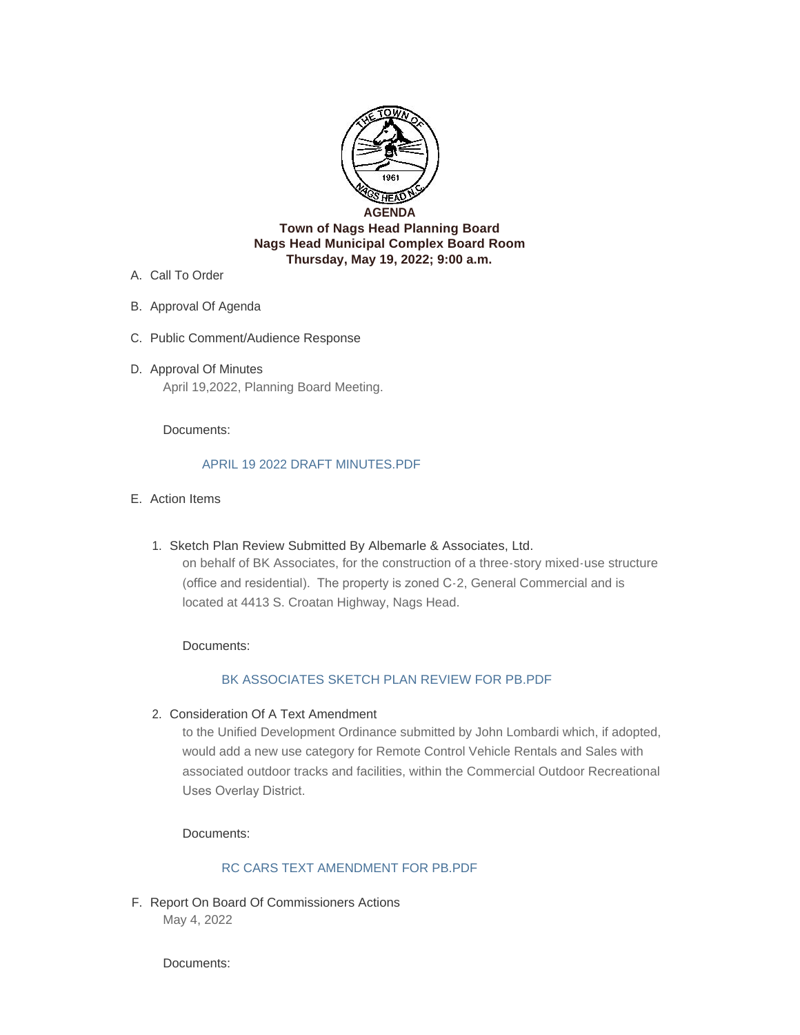**AGENDA**
**Town of Nags Head Planning Board**
**Nags Head Municipal Complex Board Room**
**Thursday, May 19, 2022; 9:00 a.m.**

A. Call To Order

B. Approval Of Agenda

C. Public Comment/Audience Response

D. Approval Of Minutes

   April 19,2022, Planning Board Meeting.

   Documents:

   APRIL 19 2022 DRAFT MINUTES.PDF

E. Action Items

   1. Sketch Plan Review Submitted By Albemarle & Associates, Ltd.

      on behalf of BK Associates, for the construction of a three-story mixed-use structure (office and residential). The property is zoned C-2, General Commercial and is located at 4413 S. Croatan Highway, Nags Head.

      Documents:

      BK ASSOCIATES SKETCH PLAN REVIEW FOR PB.PDF

   2. Consideration Of A Text Amendment

      to the Unified Development Ordinance submitted by John Lombardi which, if adopted, would add a new use category for Remote Control Vehicle Rentals and Sales with associated outdoor tracks and facilities, within the Commercial Outdoor Recreational Uses Overlay District.

      Documents:

      RC CARS TEXT AMENDMENT FOR PB.PDF

F. Report On Board Of Commissioners Actions

   May 4, 2022

   Documents: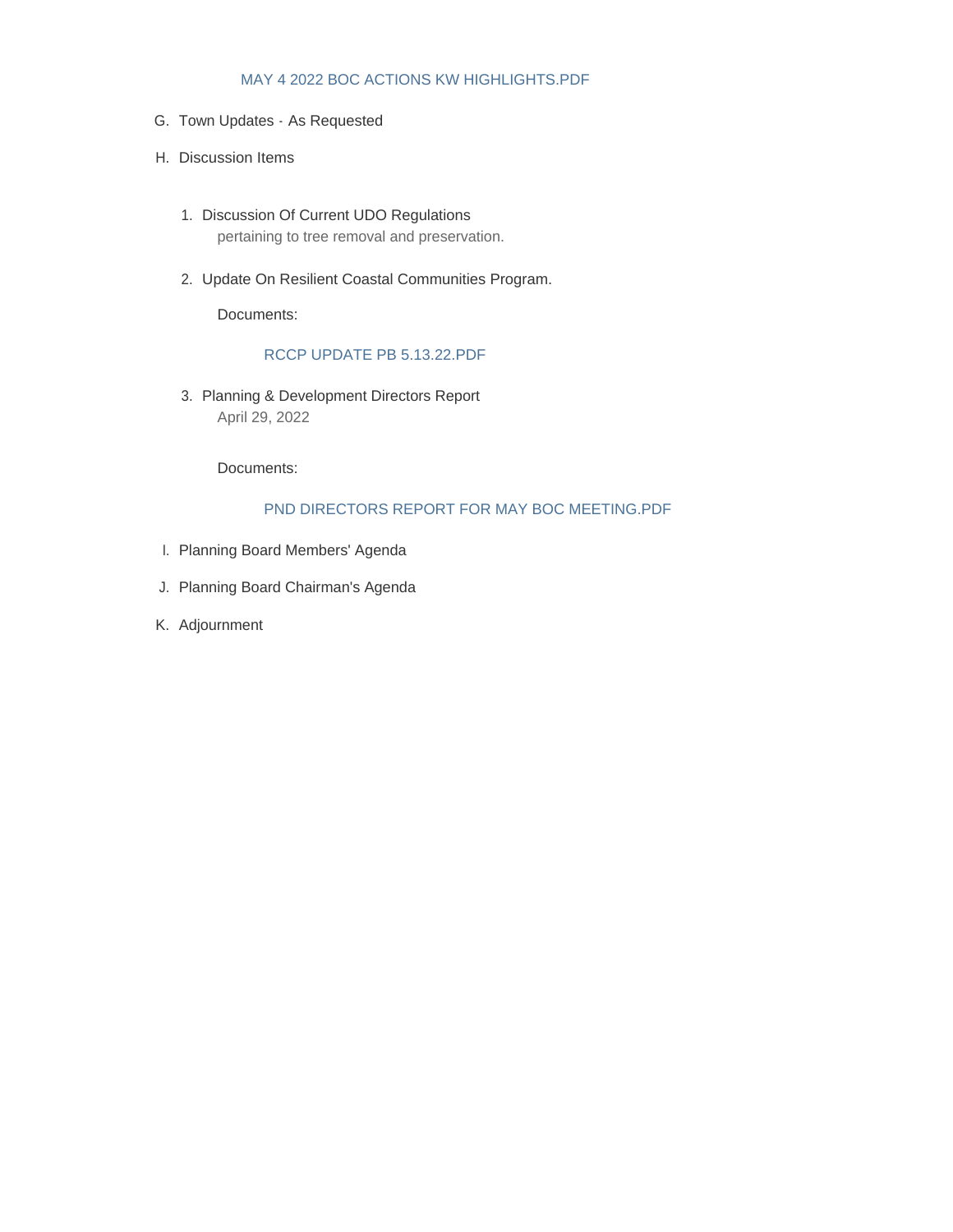MAY 4 2022 BOC ACTIONS KW HIGHLIGHTS.PDF

G. Town Updates - As Requested

H. Discussion Items

1. Discussion Of Current UDO Regulations
   pertaining to tree removal and preservation.

2. Update On Resilient Coastal Communities Program.

   Documents:

   RCCP UPDATE PB 5.13.22.PDF

3. Planning & Development Directors Report
   April 29, 2022

   Documents:

   PND DIRECTORS REPORT FOR MAY BOC MEETING.PDF

I. Planning Board Members' Agenda

J. Planning Board Chairman's Agenda

K. Adjournment